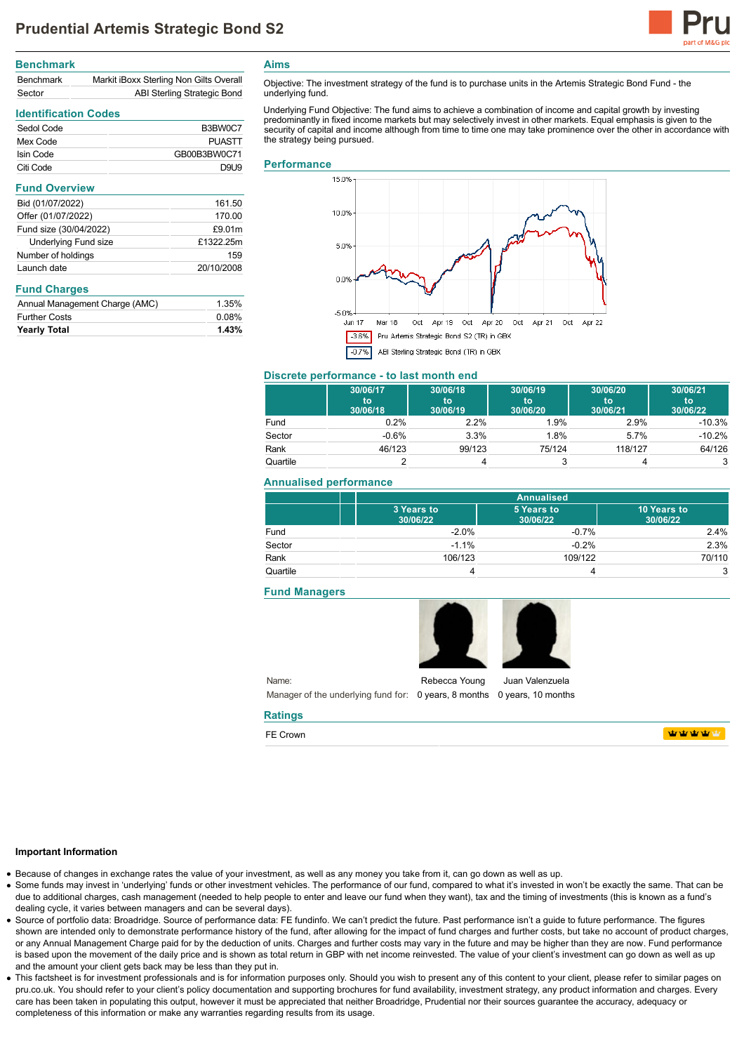# Prudential Artemis Strategic Bond S2

## Benchmark

| | |
|---|---|
| Benchmark | Markit iBoxx Sterling Non Gilts Overall |
| Sector | ABI Sterling Strategic Bond |

## Identification Codes

| | |
|---|---|
| Sedol Code | B3BW0C7 |
| Mex Code | PUASTT |
| Isin Code | GB00B3BW0C71 |
| Citi Code | D9U9 |

## Fund Overview

| | |
|---|---|
| Bid (01/07/2022) | 161.50 |
| Offer (01/07/2022) | 170.00 |
| Fund size (30/04/2022) | £9.01m |
| Underlying Fund size | £1322.25m |
| Number of holdings | 159 |
| Launch date | 20/10/2008 |

## Fund Charges

| | |
|---|---|
| Annual Management Charge (AMC) | 1.35% |
| Further Costs | 0.08% |
| **Yearly Total** | **1.43%** |

## Aims

Objective: The investment strategy of the fund is to purchase units in the Artemis Strategic Bond Fund - the underlying fund.

Underlying Fund Objective: The fund aims to achieve a combination of income and capital growth by investing predominantly in fixed income markets but may selectively invest in other markets. Equal emphasis is given to the security of capital and income although from time to time one may take prominence over the other in accordance with the strategy being pursued.

## Performance

-3.6% Pru Artemis Strategic Bond S2 (TR) in GBX

-0.7% ABI Sterling Strategic Bond (TR) in GBX

## Discrete performance - to last month end

| | 30/06/17 to 30/06/18 | 30/06/18 to 30/06/19 | 30/06/19 to 30/06/20 | 30/06/20 to 30/06/21 | 30/06/21 to 30/06/22 |
|---|---|---|---|---|---|
| Fund | 0.2% | 2.2% | 1.9% | 2.9% | -10.3% |
| Sector | -0.6% | 3.3% | 1.8% | 5.7% | -10.2% |
| Rank | 46/123 | 99/123 | 75/124 | 118/127 | 64/126 |
| Quartile | 2 | 4 | 3 | 4 | 3 |

## Annualised performance

| | Annualised | | |
|---|---|---|---|
| | 3 Years to 30/06/22 | 5 Years to 30/06/22 | 10 Years to 30/06/22 |
| Fund | -2.0% | -0.7% | 2.4% |
| Sector | -1.1% | -0.2% | 2.3% |
| Rank | 106/123 | 109/122 | 70/110 |
| Quartile | 4 | 4 | 3 |

## Fund Managers

| | | |
|---|---|---|
| Name: | Rebecca Young | Juan Valenzuela |
| Manager of the underlying fund for: | 0 years, 8 months | 0 years, 10 months |

## Ratings

FE Crown

**Important Information**

- Because of changes in exchange rates the value of your investment, as well as any money you take from it, can go down as well as up.
- Some funds may invest in 'underlying' funds or other investment vehicles. The performance of our fund, compared to what it's invested in won't be exactly the same. That can be due to additional charges, cash management (needed to help people to enter and leave our fund when they want), tax and the timing of investments (this is known as a fund's dealing cycle, it varies between managers and can be several days).
- Source of portfolio data: Broadridge. Source of performance data: FE fundinfo. We can't predict the future. Past performance isn't a guide to future performance. The figures shown are intended only to demonstrate performance history of the fund, after allowing for the impact of fund charges and further costs, but take no account of product charges, or any Annual Management Charge paid for by the deduction of units. Charges and further costs may vary in the future and may be higher than they are now. Fund performance is based upon the movement of the daily price and is shown as total return in GBP with net income reinvested. The value of your client's investment can go down as well as up and the amount your client gets back may be less than they put in.
- This factsheet is for investment professionals and is for information purposes only. Should you wish to present any of this content to your client, please refer to similar pages on pru.co.uk. You should refer to your client's policy documentation and supporting brochures for fund availability, investment strategy, any product information and charges. Every care has been taken in populating this output, however it must be appreciated that neither Broadridge, Prudential nor their sources guarantee the accuracy, adequacy or completeness of this information or make any warranties regarding results from its usage.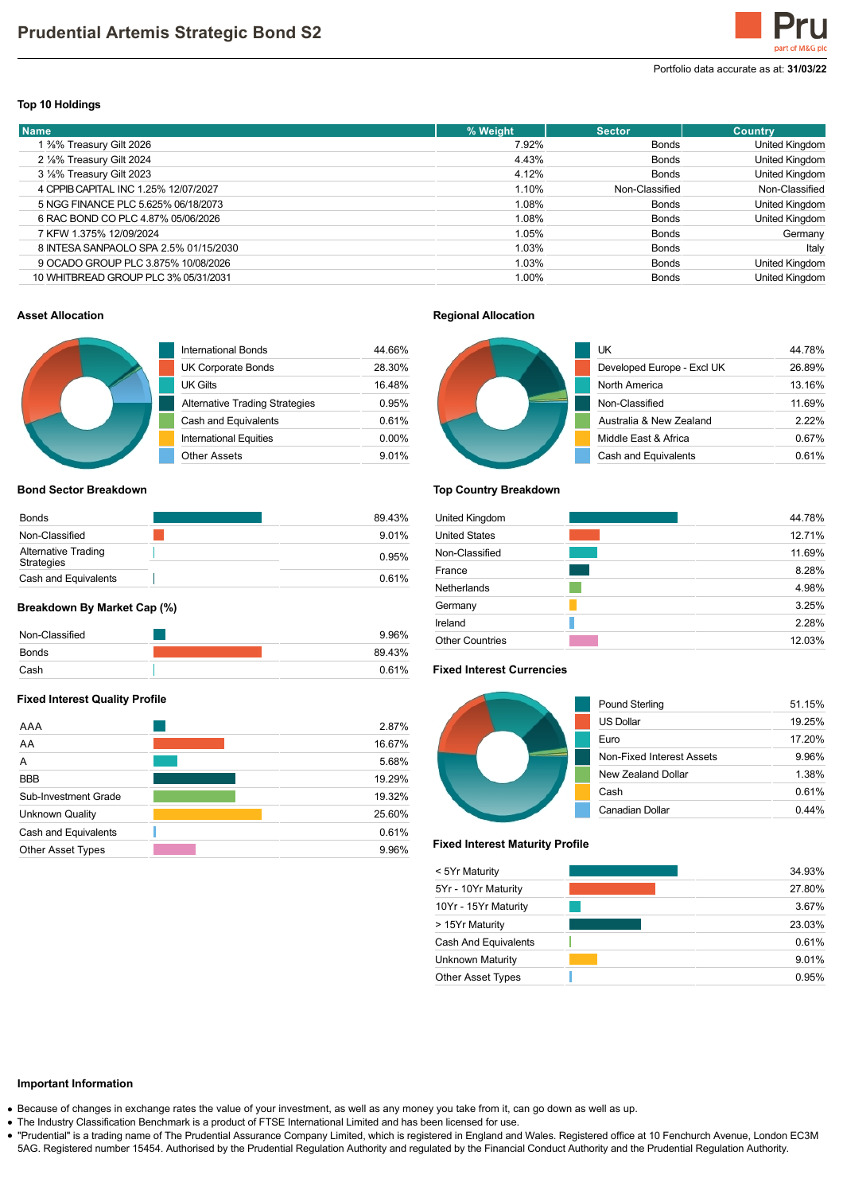# Prudential Artemis Strategic Bond S2

Portfolio data accurate as at: **31/03/22**

### Top 10 Holdings

| Name | % Weight | Sector | Country |
|---|---|---|---|
| 1 ⅜% Treasury Gilt 2026 | 7.92% | Bonds | United Kingdom |
| 2 ⅛% Treasury Gilt 2024 | 4.43% | Bonds | United Kingdom |
| 3 ⅛% Treasury Gilt 2023 | 4.12% | Bonds | United Kingdom |
| 4 CPPIB CAPITAL INC 1.25% 12/07/2027 | 1.10% | Non-Classified | Non-Classified |
| 5 NGG FINANCE PLC 5.625% 06/18/2073 | 1.08% | Bonds | United Kingdom |
| 6 RAC BOND CO PLC 4.87% 05/06/2026 | 1.08% | Bonds | United Kingdom |
| 7 KFW 1.375% 12/09/2024 | 1.05% | Bonds | Germany |
| 8 INTESA SANPAOLO SPA 2.5% 01/15/2030 | 1.03% | Bonds | Italy |
| 9 OCADO GROUP PLC 3.875% 10/08/2026 | 1.03% | Bonds | United Kingdom |
| 10 WHITBREAD GROUP PLC 3% 05/31/2031 | 1.00% | Bonds | United Kingdom |

### Asset Allocation

International Bonds 44.66%
UK Corporate Bonds 28.30%
UK Gilts 16.48%
Alternative Trading Strategies 0.95%
Cash and Equivalents 0.61%
International Equities 0.00%
Other Assets 9.01%

### Regional Allocation

UK 44.78%
Developed Europe - Excl UK 26.89%
North America 13.16%
Non-Classified 11.69%
Australia & New Zealand 2.22%
Middle East & Africa 0.67%
Cash and Equivalents 0.61%

### Bond Sector Breakdown

Bonds 89.43%
Non-Classified 9.01%
Alternative Trading Strategies 0.95%
Cash and Equivalents 0.61%

### Top Country Breakdown

United Kingdom 44.78%
United States 12.71%
Non-Classified 11.69%
France 8.28%
Netherlands 4.98%
Germany 3.25%
Ireland 2.28%
Other Countries 12.03%

### Breakdown By Market Cap (%)

Non-Classified 9.96%
Bonds 89.43%
Cash 0.61%

### Fixed Interest Currencies

Pound Sterling 51.15%
US Dollar 19.25%
Euro 17.20%
Non-Fixed Interest Assets 9.96%
New Zealand Dollar 1.38%
Cash 0.61%
Canadian Dollar 0.44%

### Fixed Interest Quality Profile

AAA 2.87%
AA 16.67%
A 5.68%
BBB 19.29%
Sub-Investment Grade 19.32%
Unknown Quality 25.60%
Cash and Equivalents 0.61%
Other Asset Types 9.96%

### Fixed Interest Maturity Profile

< 5Yr Maturity 34.93%
5Yr - 10Yr Maturity 27.80%
10Yr - 15Yr Maturity 3.67%
> 15Yr Maturity 23.03%
Cash And Equivalents 0.61%
Unknown Maturity 9.01%
Other Asset Types 0.95%

### Important Information

- Because of changes in exchange rates the value of your investment, as well as any money you take from it, can go down as well as up.
- The Industry Classification Benchmark is a product of FTSE International Limited and has been licensed for use.
- "Prudential" is a trading name of The Prudential Assurance Company Limited, which is registered in England and Wales. Registered office at 10 Fenchurch Avenue, London EC3M 5AG. Registered number 15454. Authorised by the Prudential Regulation Authority and regulated by the Financial Conduct Authority and the Prudential Regulation Authority.